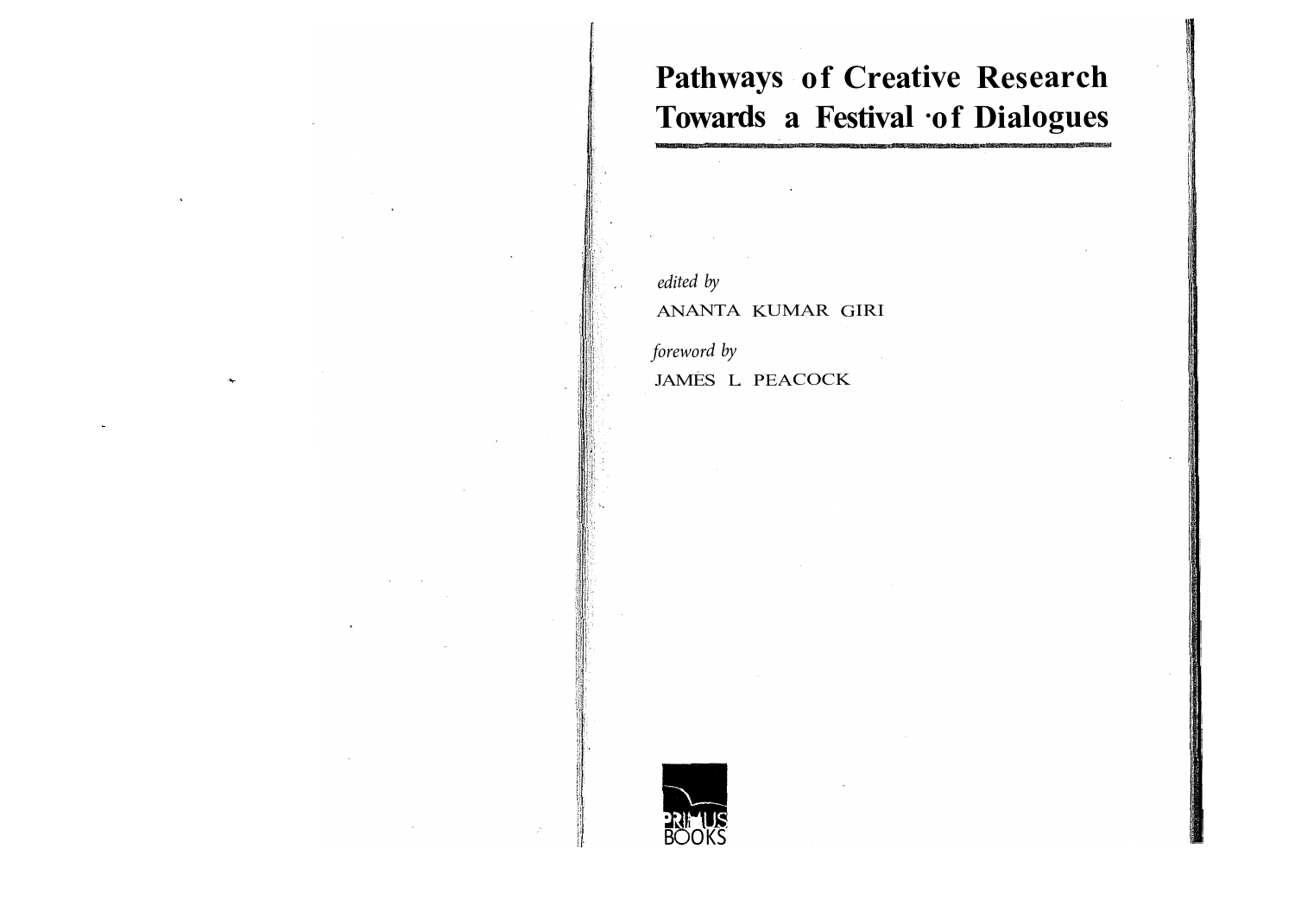# Pathways of Creative Research Towards a Festival of Dialogues

*edited by*

ANANTA KUMAR GIRI

*foreword by*

JAMES L. PEACOCK

PRIMUS BOOKS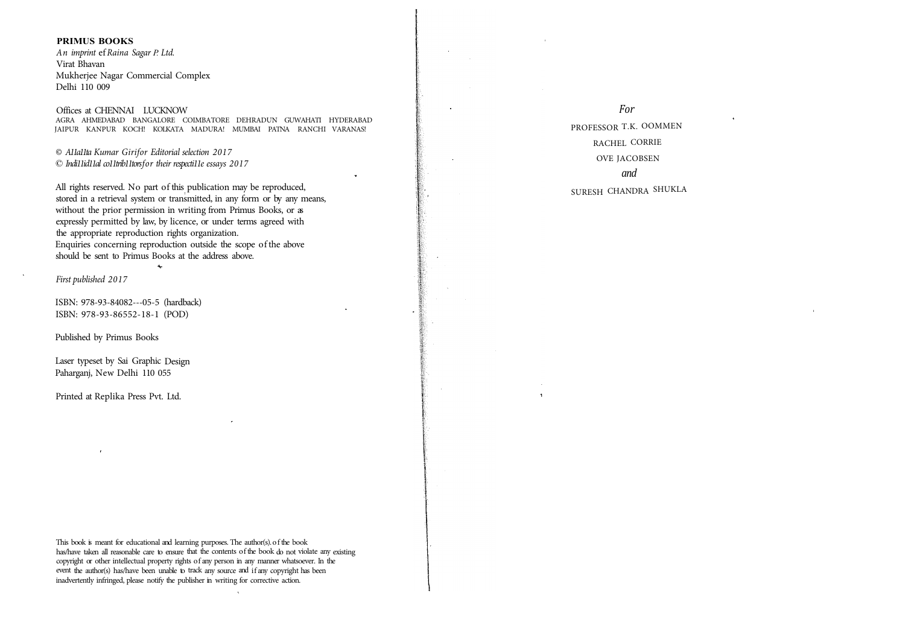**PRIMUS BOOKS**
*An imprint* ef *Raina Sagar P. Ltd.*
Virat Bhavan
Mukherjee Nagar Commercial Complex
Delhi 110 009

Offices at CHENNAI LUCKNOW
AGRA AHMEDABAD BANGALORE COIMBATORE DEHRADUN GUWAHATI HYDERABAD JAIPUR KANPUR KOCH! KOLKATA MADURA! MUMBAI PATNA RANCHI VARANAS!

© *A11a11ta Kumar Girifor Editorial selection 2017*
© *Indi11id11al co11trib11torsfor their respecti11e essays 2017*

All rights reserved. No part of this publication may be reproduced, stored in a retrieval system or transmitted, in any form or by any means, without the prior permission in writing from Primus Books, or as expressly permitted by law, by licence, or under terms agreed with the appropriate reproduction rights organization.
Enquiries concerning reproduction outside the scope of the above should be sent to Primus Books at the address above.

*First published 2017*

ISBN: 978-93-84082---05-5 (hardback)
ISBN: 978-93-86552-18-1 (POD)

Published by Primus Books

Laser typeset by Sai Graphic Design
Paharganj, New Delhi 110 055

Printed at Replika Press Pvt. Ltd.

This book is meant for educational and learning purposes. The author(s) of the book has/have taken all reasonable care to ensure that the contents of the book do not violate any existing copyright or other intellectual property rights of any person in any manner whatsoever. In the event the author(s) has/have been unable to track any source and if any copyright has been inadvertently infringed, please notify the publisher in writing for corrective action.

*For*

PROFESSOR T.K. OOMMEN

RACHEL CORRIE

OVE JACOBSEN

*and*

SURESH CHANDRA SHUKLA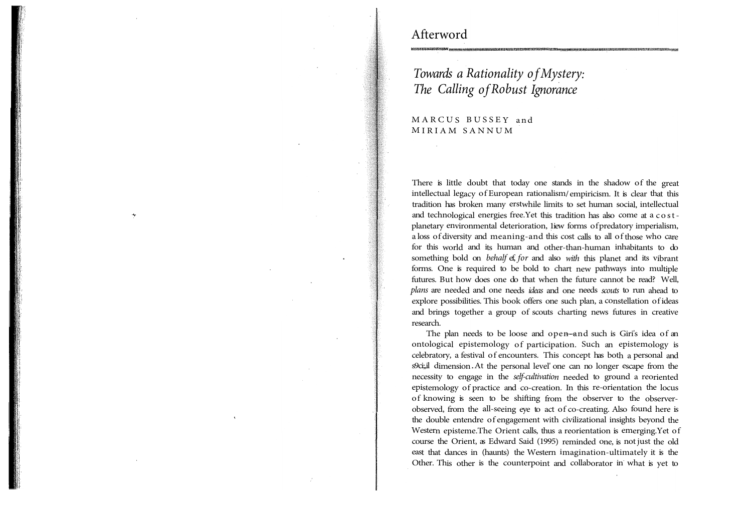# Afterword

## *Towards a Rationality of Mystery: The Calling of Robust Ignorance*

MARCUS BUSSEY and MIRIAM SANNUM

There is little doubt that today one stands in the shadow of the great intellectual legacy of European rationalism/empiricism. It is clear that this tradition has broken many erstwhile limits to set human social, intellectual and technological energies free. Yet this tradition has also come at a cost-planetary environmental deterioration, new forms of predatory imperialism, a loss of diversity and meaning-and this cost calls to all of those who care for this world and its human and other-than-human inhabitants to do something bold on *behalf of*, *for* and also *with* this planet and its vibrant forms. One is required to be bold to chart new pathways into multiple futures. But how does one do that when the future cannot be read? Well, *plans* are needed and one needs *ideas* and one needs *scouts* to run ahead to explore possibilities. This book offers one such plan, a constellation of ideas and brings together a group of scouts charting news futures in creative research.

The plan needs to be loose and open-and such is Giri's idea of an ontological epistemology of participation. Such an epistemology is celebratory, a festival of encounters. This concept has both a personal and social dimension. At the personal level one can no longer escape from the necessity to engage in the *self-cultivation* needed to ground a reoriented epistemology of practice and co-creation. In this re-orientation the locus of knowing is seen to be shifting from the observer to the observer-observed, from the all-seeing eye to act of co-creating. Also found here is the double entendre of engagement with civilizational insights beyond the Western episteme. The Orient calls, thus a reorientation is emerging. Yet of course the Orient, as Edward Said (1995) reminded one, is not just the old east that dances in (haunts) the Western imagination-ultimately it is the Other. This other is the counterpoint and collaborator in what is yet to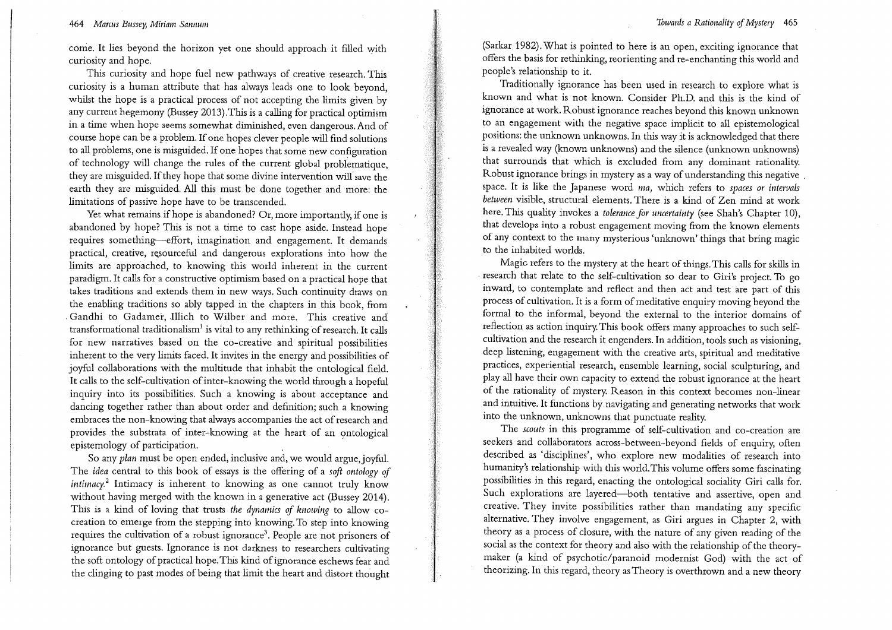come. It lies beyond the horizon yet one should approach it filled with curiosity and hope.

This curiosity and hope fuel new pathways of creative research. This curiosity is a human attribute that has always leads one to look beyond, whilst the hope is a practical process of not accepting the limits given by any current hegemony (Bussey 2013). This is a calling for practical optimism in a time when hope seems somewhat diminished, even dangerous. And of course hope can be a problem. If one hopes clever people will find solutions to all problems, one is misguided. If one hopes that some new configuration of technology will change the rules of the current global problematique, they are misguided. If they hope that some divine intervention will save the earth they are misguided. All this must be done together and more: the limitations of passive hope have to be transcended.

Yet what remains if hope is abandoned? Or, more importantly, if one is abandoned by hope? This is not a time to cast hope aside. Instead hope requires something—effort, imagination and engagement. It demands practical, creative, resourceful and dangerous explorations into how the limits are approached, to knowing this world inherent in the current paradigm. It calls for a constructive optimism based on a practical hope that takes traditions and extends them in new ways. Such continuity draws on the enabling traditions so ably tapped in the chapters in this book, from Gandhi to Gadamer, Illich to Wilber and more. This creative and transformational traditionalism[1] is vital to any rethinking of research. It calls for new narratives based on the co-creative and spiritual possibilities inherent to the very limits faced. It invites in the energy and possibilities of joyful collaborations with the multitude that inhabit the ontological field. It calls to the self-cultivation of inter-knowing the world through a hopeful inquiry into its possibilities. Such a knowing is about acceptance and dancing together rather than about order and definition; such a knowing embraces the non-knowing that always accompanies the act of research and provides the substrata of inter-knowing at the heart of an ontological epistemology of participation.

So any *plan* must be open ended, inclusive and, we would argue, joyful. The *idea* central to this book of essays is the offering of a *soft ontology of intimacy*.[2] Intimacy is inherent to knowing as one cannot truly know without having merged with the known in a generative act (Bussey 2014). This is a kind of loving that trusts *the dynamics of knowing* to allow co-creation to emerge from the stepping into knowing. To step into knowing requires the cultivation of a robust ignorance[3]. People are not prisoners of ignorance but guests. Ignorance is not darkness to researchers cultivating the soft ontology of practical hope. This kind of ignorance eschews fear and the clinging to past modes of being that limit the heart and distort thought (Sarkar 1982). What is pointed to here is an open, exciting ignorance that offers the basis for rethinking, reorienting and re-enchanting this world and people's relationship to it.

Traditionally ignorance has been used in research to explore what is known and what is not known. Consider Ph.D. and this is the kind of ignorance at work. Robust ignorance reaches beyond this known unknown to an engagement with the negative space implicit to all epistemological positions: the unknown unknowns. In this way it is acknowledged that there is a revealed way (known unknowns) and the silence (unknown unknowns) that surrounds that which is excluded from any dominant rationality. Robust ignorance brings in mystery as a way of understanding this negative space. It is like the Japanese word *ma*, which refers to *spaces or intervals between* visible, structural elements. There is a kind of Zen mind at work here. This quality invokes a *tolerance for uncertainty* (see Shah's Chapter 10), that develops into a robust engagement moving from the known elements of any context to the many mysterious 'unknown' things that bring magic to the inhabited worlds.

Magic refers to the mystery at the heart of things. This calls for skills in research that relate to the self-cultivation so dear to Giri's project. To go inward, to contemplate and reflect and then act and test are part of this process of cultivation. It is a form of meditative enquiry moving beyond the formal to the informal, beyond the external to the interior domains of reflection as action inquiry. This book offers many approaches to such self-cultivation and the research it engenders. In addition, tools such as visioning, deep listening, engagement with the creative arts, spiritual and meditative practices, experiential research, ensemble learning, social sculpturing, and play all have their own capacity to extend the robust ignorance at the heart of the rationality of mystery. Reason in this context becomes non-linear and intuitive. It functions by navigating and generating networks that work into the unknown, unknowns that punctuate reality.

The *scouts* in this programme of self-cultivation and co-creation are seekers and collaborators across-between-beyond fields of enquiry, often described as 'disciplines', who explore new modalities of research into humanity's relationship with this world. This volume offers some fascinating possibilities in this regard, enacting the ontological sociality Giri calls for. Such explorations are layered—both tentative and assertive, open and creative. They invite possibilities rather than mandating any specific alternative. They involve engagement, as Giri argues in Chapter 2, with theory as a process of closure, with the nature of any given reading of the social as the context for theory and also with the relationship of the theory-maker (a kind of psychotic/paranoid modernist God) with the act of theorizing. In this regard, theory as Theory is overthrown and a new theory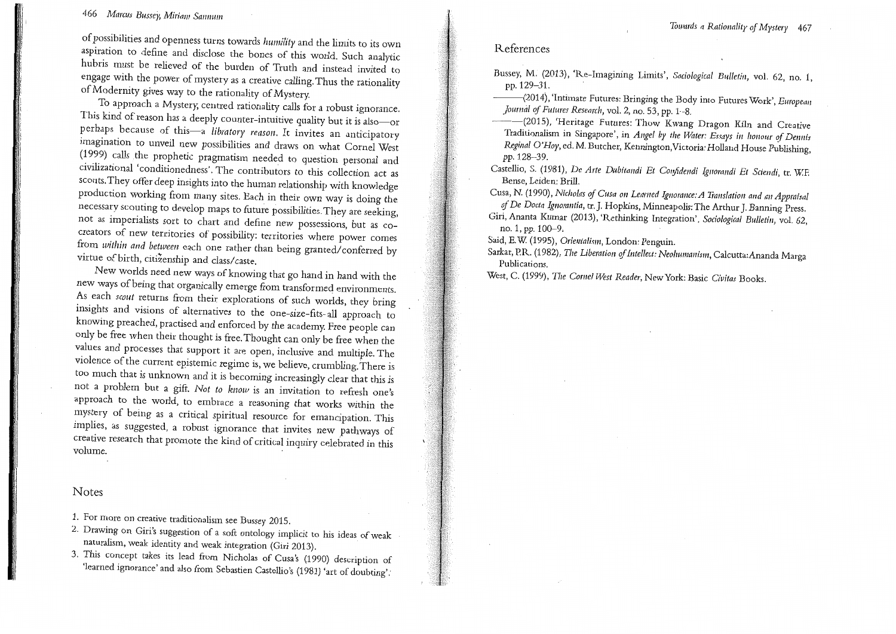of possibilities and openness turns towards *humility* and the limits to its own aspiration to define and disclose the bones of this world. Such analytic hubris must be relieved of the burden of Truth and instead invited to engage with the power of mystery as a creative calling. Thus the rationality of Modernity gives way to the rationality of Mystery.

To approach a Mystery, centred rationality calls for a robust ignorance. This kind of reason has a deeply counter-intuitive quality but it is also—or perhaps because of this—a *libratory reason*. It invites an anticipatory imagination to unveil new possibilities and draws on what Cornel West (1999) calls the prophetic pragmatism needed to question personal and civilizational 'conditionedness'. The contributors to this collection act as scouts. They offer deep insights into the human relationship with knowledge production working from many sites. Each in their own way is doing the necessary scouting to develop maps to future possibilities. They are seeking, not as imperialists sort to chart and define new possessions, but as co-creators of new territories of possibility: territories where power comes from *within and between* each one rather than being granted/conferred by virtue of birth, citizenship and class/caste.

New worlds need new ways of knowing that go hand in hand with the new ways of being that organically emerge from transformed environments. As each *scout* returns from their explorations of such worlds, they bring insights and visions of alternatives to the one-size-fits-all approach to knowing preached, practised and enforced by the academy. Free people can only be free when their thought is free. Thought can only be free when the values and processes that support it are open, inclusive and multiple. The violence of the current epistemic regime is, we believe, crumbling. There is too much that is unknown and it is becoming increasingly clear that this is not a problem but a gift. *Not to know* is an invitation to refresh one's approach to the world, to embrace a reasoning that works within the mystery of being as a critical spiritual resource for emancipation. This implies, as suggested, a robust ignorance that invites new pathways of creative research that promote the kind of critical inquiry celebrated in this volume.

## Notes

1. For more on creative traditionalism see Bussey 2015.
2. Drawing on Giri's suggestion of a soft ontology implicit to his ideas of weak naturalism, weak identity and weak integration (Giri 2013).
3. This concept takes its lead from Nicholas of Cusa's (1990) description of 'learned ignorance' and also from Sebastien Castellio's (1981) 'art of doubting'.

## References

Bussey, M. (2013), 'Re-Imagining Limits', *Sociological Bulletin*, vol. 62, no. 1, pp. 129–31.

———(2014), 'Intimate Futures: Bringing the Body into Futures Work', *European Journal of Futures Research*, vol. 2, no. 53, pp. 1–8.

———(2015), 'Heritage Futures: Thow Kwang Dragon Kiln and Creative Traditionalism in Singapore', in *Angel by the Water: Essays in honour of Dennis Reginal O'Hoy*, ed. M. Butcher, Kennington, Victoria: Holland House Publishing, pp. 128–39.

Castellio, S. (1981), *De Arte Dubitandi Et Confidendi Ignorandi Et Sciendi*, tr. W.F. Bense, Leiden: Brill.

Cusa, N. (1990), *Nicholas of Cusa on Learned Ignorance: A Translation and an Appraisal of De Docta Ignorantia*, tr. J. Hopkins, Minneapolis: The Arthur J. Banning Press.

Giri, Ananta Kumar (2013), 'Rethinking Integration', *Sociological Bulletin*, vol. 62, no. 1, pp. 100–9.

Said, E.W. (1995), *Orientalism*, London: Penguin.

Sarkar, P.R. (1982), *The Liberation of Intellect: Neohumanism*, Calcutta: Ananda Marga Publications.

West, C. (1999), *The Cornel West Reader*, New York: Basic *Civitas* Books.